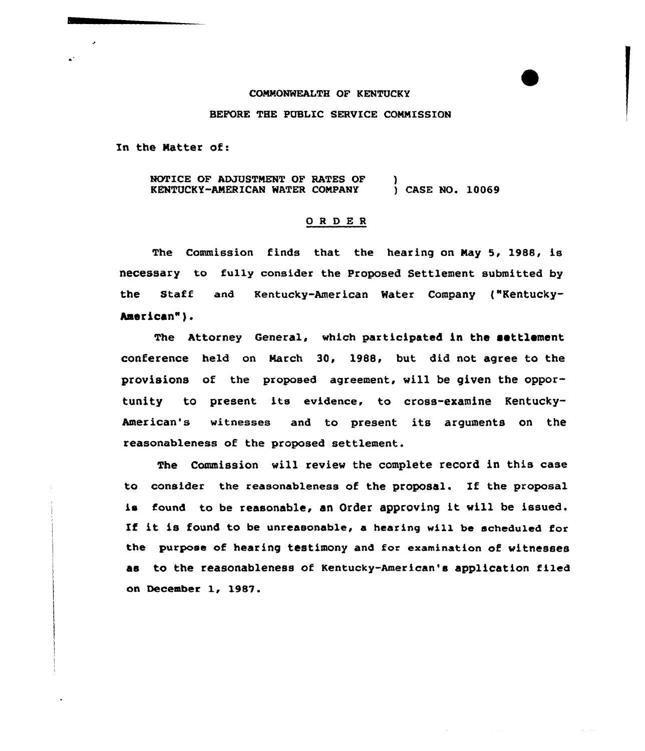COMMONWEALTH OF KENTUCKY

BEFORE THE PUBLIC SERVICE COMMISSION

In the Matter of:

NOTICE OF ADJUSTMENT OF RATES OF KENTUCKY-AMERICAN WATER COMPANY ) CASE NO. 10069

## O R D E R

The Commission finds that the hearing on May 5, 1988, is necessary to fully consider the Proposed Settlement submitted by the Staff and Kentucky-American Water Company ("Kentucky-American").

The Attorney General, which participated in the settlement conference held on March 30, 1988, but did not agree to the provisions of the proposed agreement, will be given the opportunity to present its evidence, to cross-examine Kentucky-American's witnesses and to present its arguments on the reasonableness of the proposed settlement.

The Commission will review the complete record in this case to consider the reasonableness of the proposal. If the proposal is found to be reasonable, an Order approving it will be issued. If it is found to be unreasonable, a hearing will be scheduled for the purpose of hearing testimony and for examination of witnesses as to the reasonableness of Kentucky-American's application filed on December 1, 1987.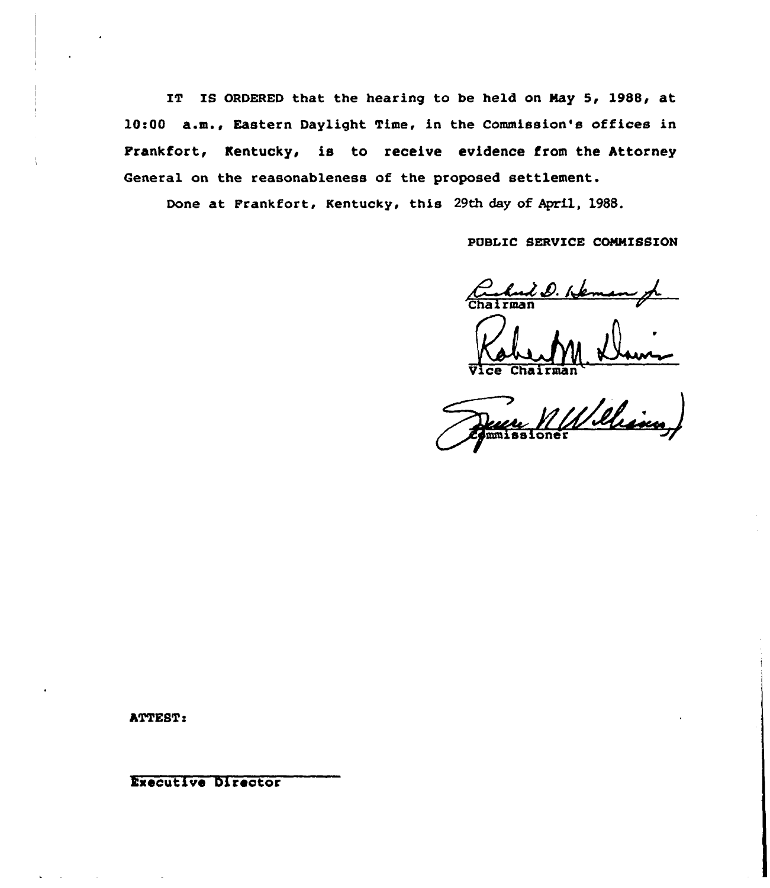IT IS ORDERED that the hearing to be held on May 5, 1988, at 10:00 a.m., Eastern Daylight Time, in the Commission's offices in Frankfort, Kentucky, is to receive evidence from the Attorney General on the reasonableness of the proposed settlement.

Done at Frankfort, Kentucky, this 29th day of April, 1988.

PUBLIC SERVICE COMMISSION

Chairman

Vice Chairman

Commissioner

ATTEST:

Executive Director